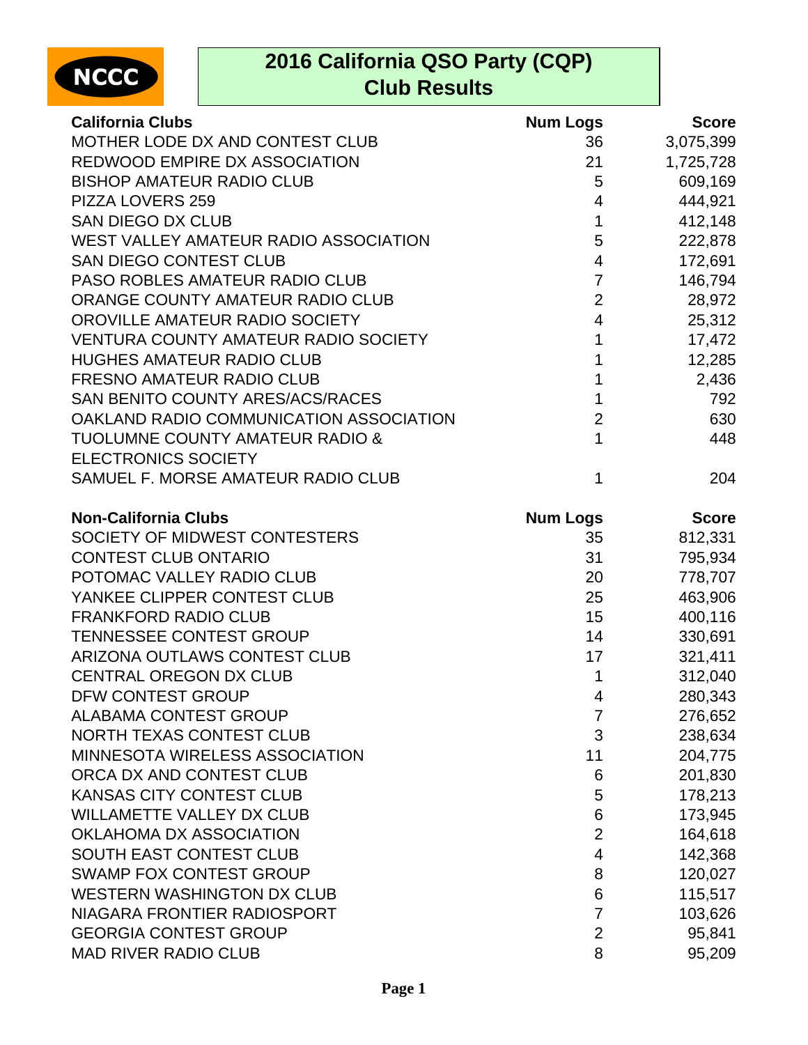NCCC

# 2016 California QSO Party (CQP)
## Club Results

| California Clubs | Num Logs | Score |
|---|---|---|
| MOTHER LODE DX AND CONTEST CLUB | 36 | 3,075,399 |
| REDWOOD EMPIRE DX ASSOCIATION | 21 | 1,725,728 |
| BISHOP AMATEUR RADIO CLUB | 5 | 609,169 |
| PIZZA LOVERS 259 | 4 | 444,921 |
| SAN DIEGO DX CLUB | 1 | 412,148 |
| WEST VALLEY AMATEUR RADIO ASSOCIATION | 5 | 222,878 |
| SAN DIEGO CONTEST CLUB | 4 | 172,691 |
| PASO ROBLES AMATEUR RADIO CLUB | 7 | 146,794 |
| ORANGE COUNTY AMATEUR RADIO CLUB | 2 | 28,972 |
| OROVILLE AMATEUR RADIO SOCIETY | 4 | 25,312 |
| VENTURA COUNTY AMATEUR RADIO SOCIETY | 1 | 17,472 |
| HUGHES AMATEUR RADIO CLUB | 1 | 12,285 |
| FRESNO AMATEUR RADIO CLUB | 1 | 2,436 |
| SAN BENITO COUNTY ARES/ACS/RACES | 1 | 792 |
| OAKLAND RADIO COMMUNICATION ASSOCIATION | 2 | 630 |
| TUOLUMNE COUNTY AMATEUR RADIO & ELECTRONICS SOCIETY | 1 | 448 |
| SAMUEL F. MORSE AMATEUR RADIO CLUB | 1 | 204 |

| Non-California Clubs | Num Logs | Score |
|---|---|---|
| SOCIETY OF MIDWEST CONTESTERS | 35 | 812,331 |
| CONTEST CLUB ONTARIO | 31 | 795,934 |
| POTOMAC VALLEY RADIO CLUB | 20 | 778,707 |
| YANKEE CLIPPER CONTEST CLUB | 25 | 463,906 |
| FRANKFORD RADIO CLUB | 15 | 400,116 |
| TENNESSEE CONTEST GROUP | 14 | 330,691 |
| ARIZONA OUTLAWS CONTEST CLUB | 17 | 321,411 |
| CENTRAL OREGON DX CLUB | 1 | 312,040 |
| DFW CONTEST GROUP | 4 | 280,343 |
| ALABAMA CONTEST GROUP | 7 | 276,652 |
| NORTH TEXAS CONTEST CLUB | 3 | 238,634 |
| MINNESOTA WIRELESS ASSOCIATION | 11 | 204,775 |
| ORCA DX AND CONTEST CLUB | 6 | 201,830 |
| KANSAS CITY CONTEST CLUB | 5 | 178,213 |
| WILLAMETTE VALLEY DX CLUB | 6 | 173,945 |
| OKLAHOMA DX ASSOCIATION | 2 | 164,618 |
| SOUTH EAST CONTEST CLUB | 4 | 142,368 |
| SWAMP FOX CONTEST GROUP | 8 | 120,027 |
| WESTERN WASHINGTON DX CLUB | 6 | 115,517 |
| NIAGARA FRONTIER RADIOSPORT | 7 | 103,626 |
| GEORGIA CONTEST GROUP | 2 | 95,841 |
| MAD RIVER RADIO CLUB | 8 | 95,209 |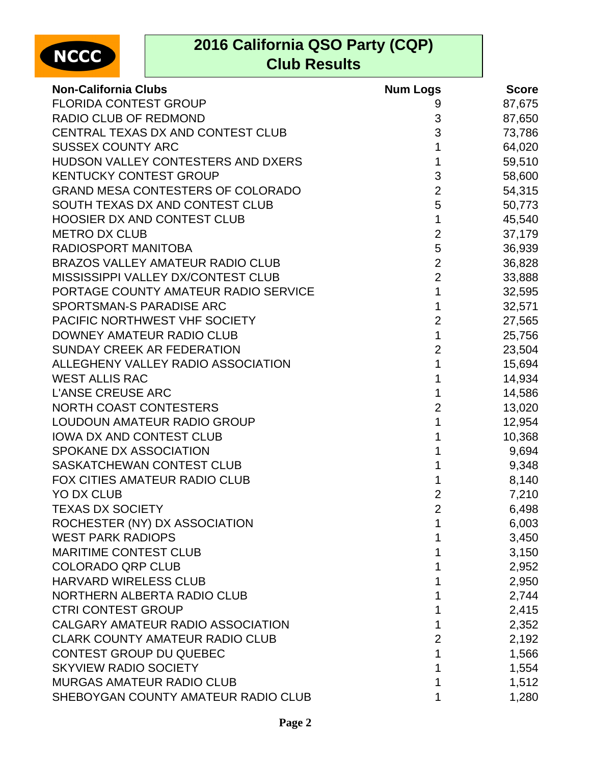NCCC

# 2016 California QSO Party (CQP) Club Results

| Non-California Clubs | Num Logs | Score |
|---|---|---|
| FLORIDA CONTEST GROUP | 9 | 87,675 |
| RADIO CLUB OF REDMOND | 3 | 87,650 |
| CENTRAL TEXAS DX AND CONTEST CLUB | 3 | 73,786 |
| SUSSEX COUNTY ARC | 1 | 64,020 |
| HUDSON VALLEY CONTESTERS AND DXERS | 1 | 59,510 |
| KENTUCKY CONTEST GROUP | 3 | 58,600 |
| GRAND MESA CONTESTERS OF COLORADO | 2 | 54,315 |
| SOUTH TEXAS DX AND CONTEST CLUB | 5 | 50,773 |
| HOOSIER DX AND CONTEST CLUB | 1 | 45,540 |
| METRO DX CLUB | 2 | 37,179 |
| RADIOSPORT MANITOBA | 5 | 36,939 |
| BRAZOS VALLEY AMATEUR RADIO CLUB | 2 | 36,828 |
| MISSISSIPPI VALLEY DX/CONTEST CLUB | 2 | 33,888 |
| PORTAGE COUNTY AMATEUR RADIO SERVICE | 1 | 32,595 |
| SPORTSMAN-S PARADISE ARC | 1 | 32,571 |
| PACIFIC NORTHWEST VHF SOCIETY | 2 | 27,565 |
| DOWNEY AMATEUR RADIO CLUB | 1 | 25,756 |
| SUNDAY CREEK AR FEDERATION | 2 | 23,504 |
| ALLEGHENY VALLEY RADIO ASSOCIATION | 1 | 15,694 |
| WEST ALLIS RAC | 1 | 14,934 |
| L'ANSE CREUSE ARC | 1 | 14,586 |
| NORTH COAST CONTESTERS | 2 | 13,020 |
| LOUDOUN AMATEUR RADIO GROUP | 1 | 12,954 |
| IOWA DX AND CONTEST CLUB | 1 | 10,368 |
| SPOKANE DX ASSOCIATION | 1 | 9,694 |
| SASKATCHEWAN CONTEST CLUB | 1 | 9,348 |
| FOX CITIES AMATEUR RADIO CLUB | 1 | 8,140 |
| YO DX CLUB | 2 | 7,210 |
| TEXAS DX SOCIETY | 2 | 6,498 |
| ROCHESTER (NY) DX ASSOCIATION | 1 | 6,003 |
| WEST PARK RADIOPS | 1 | 3,450 |
| MARITIME CONTEST CLUB | 1 | 3,150 |
| COLORADO QRP CLUB | 1 | 2,952 |
| HARVARD WIRELESS CLUB | 1 | 2,950 |
| NORTHERN ALBERTA RADIO CLUB | 1 | 2,744 |
| CTRI CONTEST GROUP | 1 | 2,415 |
| CALGARY AMATEUR RADIO ASSOCIATION | 1 | 2,352 |
| CLARK COUNTY AMATEUR RADIO CLUB | 2 | 2,192 |
| CONTEST GROUP DU QUEBEC | 1 | 1,566 |
| SKYVIEW RADIO SOCIETY | 1 | 1,554 |
| MURGAS AMATEUR RADIO CLUB | 1 | 1,512 |
| SHEBOYGAN COUNTY AMATEUR RADIO CLUB | 1 | 1,280 |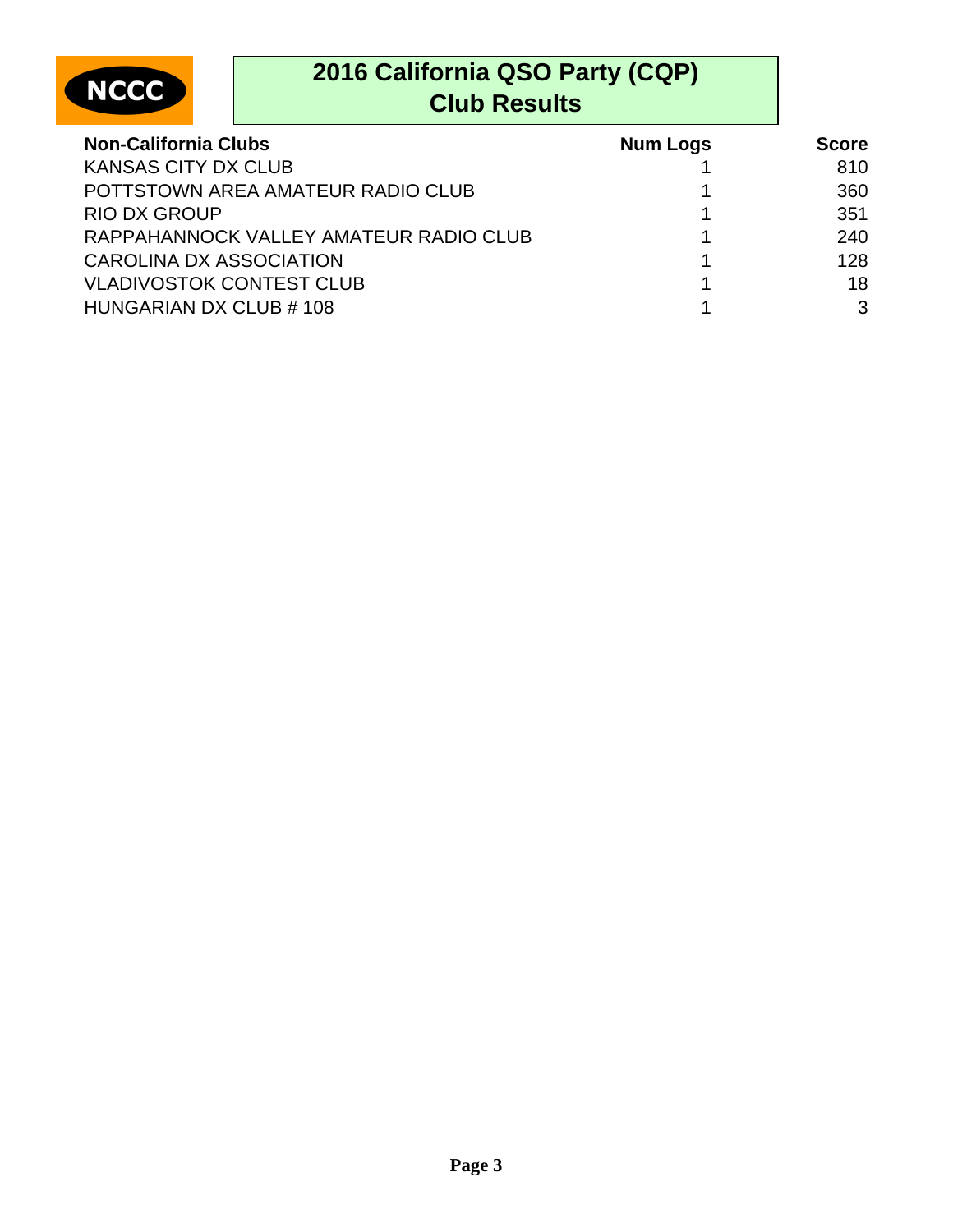NCCC

# 2016 California QSO Party (CQP)
## Club Results

| Non-California Clubs | Num Logs | Score |
|---|---|---|
| KANSAS CITY DX CLUB | 1 | 810 |
| POTTSTOWN AREA AMATEUR RADIO CLUB | 1 | 360 |
| RIO DX GROUP | 1 | 351 |
| RAPPAHANNOCK VALLEY AMATEUR RADIO CLUB | 1 | 240 |
| CAROLINA DX ASSOCIATION | 1 | 128 |
| VLADIVOSTOK CONTEST CLUB | 1 | 18 |
| HUNGARIAN DX CLUB # 108 | 1 | 3 |